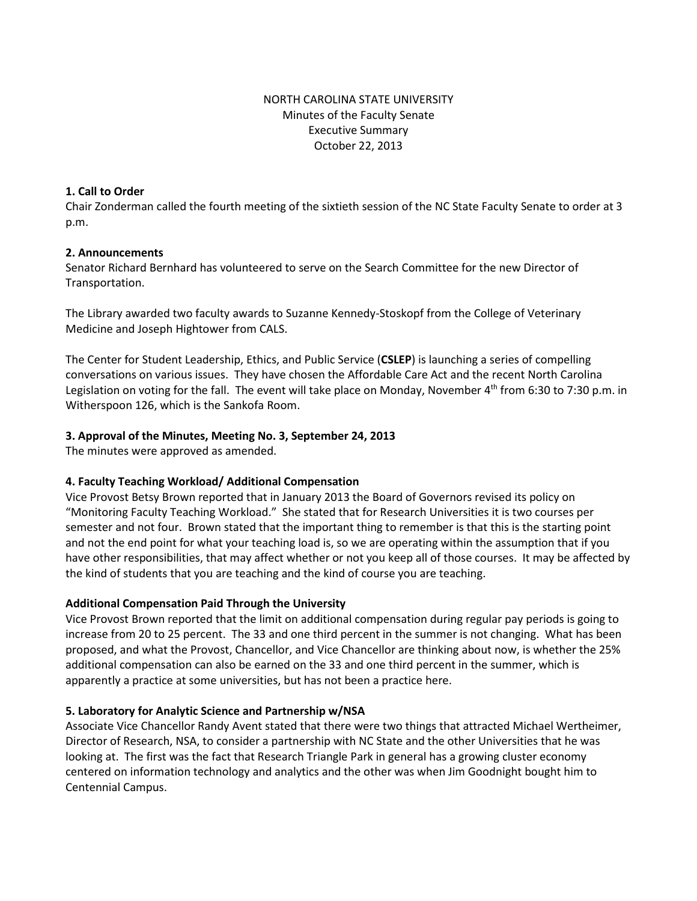NORTH CAROLINA STATE UNIVERSITY
Minutes of the Faculty Senate
Executive Summary
October 22, 2013

**1. Call to Order**

Chair Zonderman called the fourth meeting of the sixtieth session of the NC State Faculty Senate to order at 3 p.m.

**2. Announcements**

Senator Richard Bernhard has volunteered to serve on the Search Committee for the new Director of Transportation.

The Library awarded two faculty awards to Suzanne Kennedy-Stoskopf from the College of Veterinary Medicine and Joseph Hightower from CALS.

The Center for Student Leadership, Ethics, and Public Service (**CSLEP**) is launching a series of compelling conversations on various issues. They have chosen the Affordable Care Act and the recent North Carolina Legislation on voting for the fall. The event will take place on Monday, November 4th from 6:30 to 7:30 p.m. in Witherspoon 126, which is the Sankofa Room.

**3. Approval of the Minutes, Meeting No. 3, September 24, 2013**

The minutes were approved as amended.

**4. Faculty Teaching Workload/ Additional Compensation**

Vice Provost Betsy Brown reported that in January 2013 the Board of Governors revised its policy on "Monitoring Faculty Teaching Workload." She stated that for Research Universities it is two courses per semester and not four. Brown stated that the important thing to remember is that this is the starting point and not the end point for what your teaching load is, so we are operating within the assumption that if you have other responsibilities, that may affect whether or not you keep all of those courses. It may be affected by the kind of students that you are teaching and the kind of course you are teaching.

**Additional Compensation Paid Through the University**

Vice Provost Brown reported that the limit on additional compensation during regular pay periods is going to increase from 20 to 25 percent. The 33 and one third percent in the summer is not changing. What has been proposed, and what the Provost, Chancellor, and Vice Chancellor are thinking about now, is whether the 25% additional compensation can also be earned on the 33 and one third percent in the summer, which is apparently a practice at some universities, but has not been a practice here.

**5. Laboratory for Analytic Science and Partnership w/NSA**

Associate Vice Chancellor Randy Avent stated that there were two things that attracted Michael Wertheimer, Director of Research, NSA, to consider a partnership with NC State and the other Universities that he was looking at. The first was the fact that Research Triangle Park in general has a growing cluster economy centered on information technology and analytics and the other was when Jim Goodnight bought him to Centennial Campus.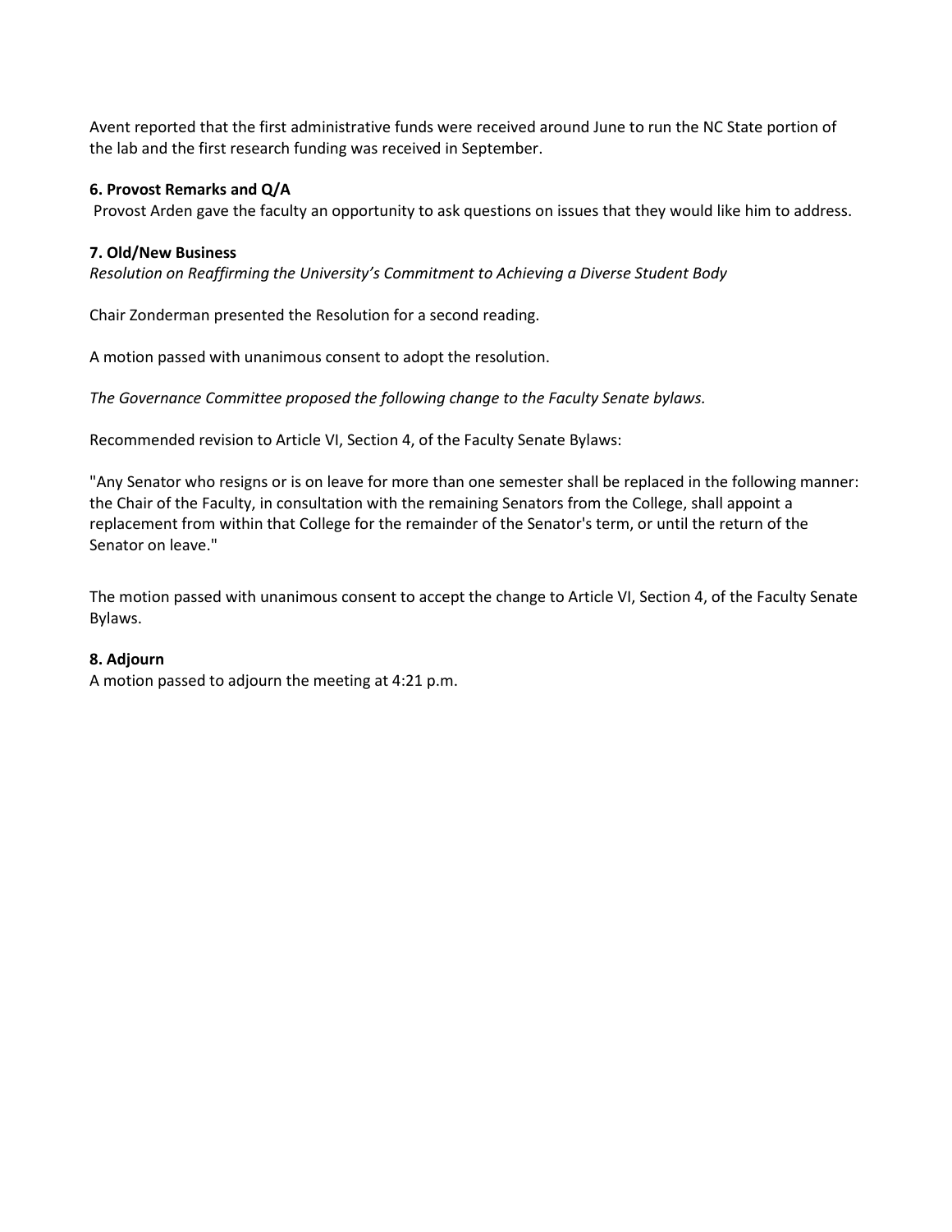Avent reported that the first administrative funds were received around June to run the NC State portion of the lab and the first research funding was received in September.

**6. Provost Remarks and Q/A**

Provost Arden gave the faculty an opportunity to ask questions on issues that they would like him to address.

**7. Old/New Business**

*Resolution on Reaffirming the University's Commitment to Achieving a Diverse Student Body*

Chair Zonderman presented the Resolution for a second reading.

A motion passed with unanimous consent to adopt the resolution.

*The Governance Committee proposed the following change to the Faculty Senate bylaws.*

Recommended revision to Article VI, Section 4, of the Faculty Senate Bylaws:

"Any Senator who resigns or is on leave for more than one semester shall be replaced in the following manner: the Chair of the Faculty, in consultation with the remaining Senators from the College, shall appoint a replacement from within that College for the remainder of the Senator's term, or until the return of the Senator on leave."

The motion passed with unanimous consent to accept the change to Article VI, Section 4, of the Faculty Senate Bylaws.

**8. Adjourn**

A motion passed to adjourn the meeting at 4:21 p.m.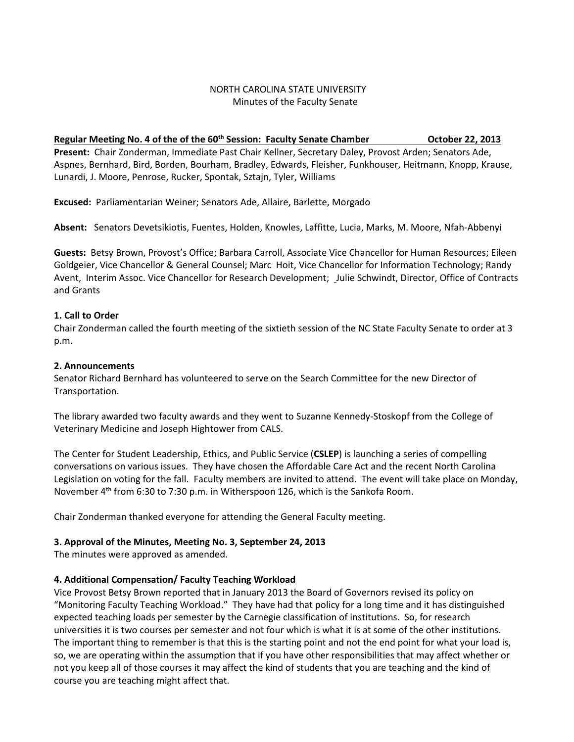NORTH CAROLINA STATE UNIVERSITY
Minutes of the Faculty Senate

**Regular Meeting No. 4 of the of the 60th Session: Faculty Senate Chamber October 22, 2013**

**Present:** Chair Zonderman, Immediate Past Chair Kellner, Secretary Daley, Provost Arden; Senators Ade, Aspnes, Bernhard, Bird, Borden, Bourham, Bradley, Edwards, Fleisher, Funkhouser, Heitmann, Knopp, Krause, Lunardi, J. Moore, Penrose, Rucker, Spontak, Sztajn, Tyler, Williams

**Excused:** Parliamentarian Weiner; Senators Ade, Allaire, Barlette, Morgado

**Absent:** Senators Devetsikiotis, Fuentes, Holden, Knowles, Laffitte, Lucia, Marks, M. Moore, Nfah-Abbenyi

**Guests:** Betsy Brown, Provost's Office; Barbara Carroll, Associate Vice Chancellor for Human Resources; Eileen Goldgeier, Vice Chancellor & General Counsel; Marc Hoit, Vice Chancellor for Information Technology; Randy Avent, Interim Assoc. Vice Chancellor for Research Development; Julie Schwindt, Director, Office of Contracts and Grants

**1. Call to Order**

Chair Zonderman called the fourth meeting of the sixtieth session of the NC State Faculty Senate to order at 3 p.m.

**2. Announcements**

Senator Richard Bernhard has volunteered to serve on the Search Committee for the new Director of Transportation.

The library awarded two faculty awards and they went to Suzanne Kennedy-Stoskopf from the College of Veterinary Medicine and Joseph Hightower from CALS.

The Center for Student Leadership, Ethics, and Public Service (**CSLEP**) is launching a series of compelling conversations on various issues. They have chosen the Affordable Care Act and the recent North Carolina Legislation on voting for the fall. Faculty members are invited to attend. The event will take place on Monday, November 4th from 6:30 to 7:30 p.m. in Witherspoon 126, which is the Sankofa Room.

Chair Zonderman thanked everyone for attending the General Faculty meeting.

**3. Approval of the Minutes, Meeting No. 3, September 24, 2013**

The minutes were approved as amended.

**4. Additional Compensation/ Faculty Teaching Workload**

Vice Provost Betsy Brown reported that in January 2013 the Board of Governors revised its policy on "Monitoring Faculty Teaching Workload." They have had that policy for a long time and it has distinguished expected teaching loads per semester by the Carnegie classification of institutions. So, for research universities it is two courses per semester and not four which is what it is at some of the other institutions. The important thing to remember is that this is the starting point and not the end point for what your load is, so, we are operating within the assumption that if you have other responsibilities that may affect whether or not you keep all of those courses it may affect the kind of students that you are teaching and the kind of course you are teaching might affect that.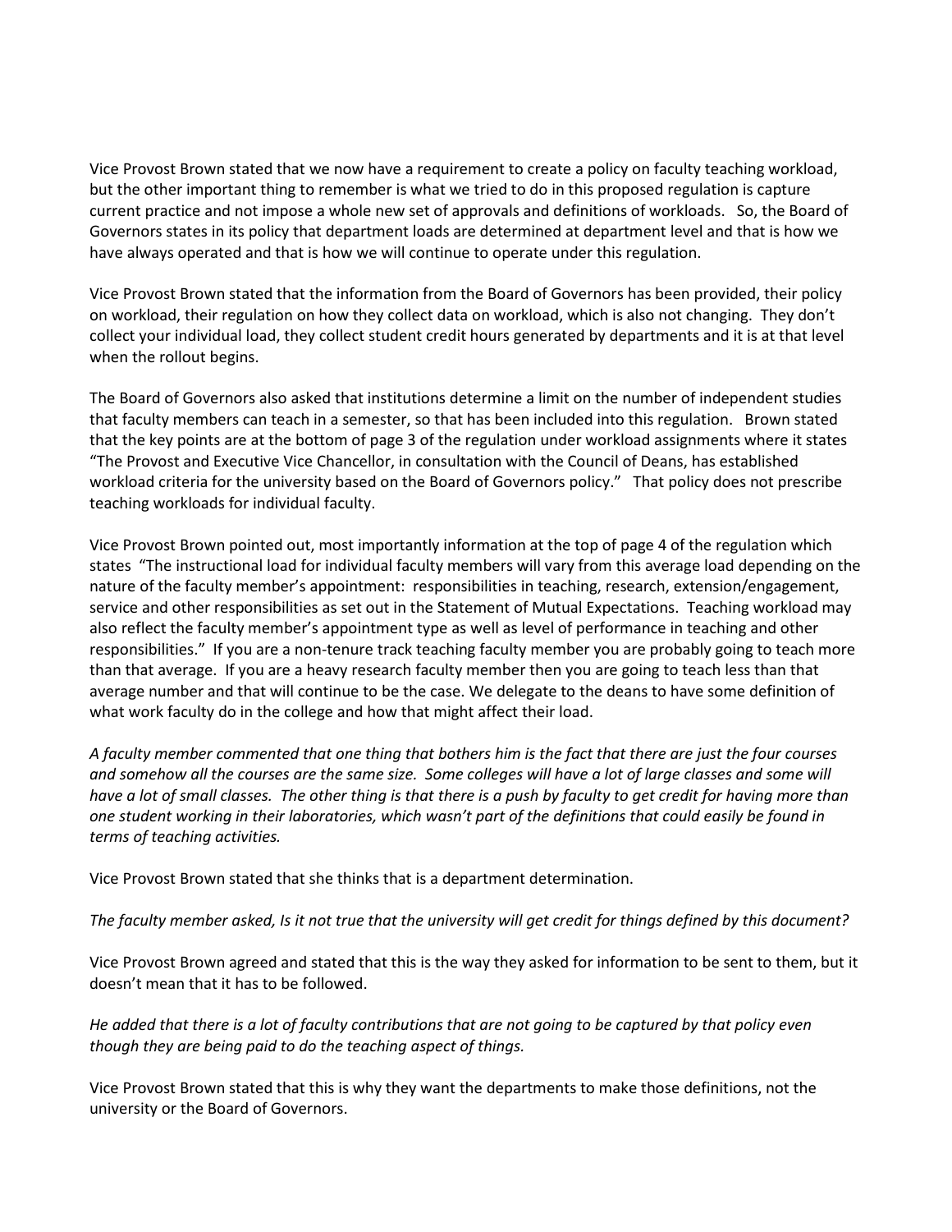Vice Provost Brown stated that we now have a requirement to create a policy on faculty teaching workload, but the other important thing to remember is what we tried to do in this proposed regulation is capture current practice and not impose a whole new set of approvals and definitions of workloads. So, the Board of Governors states in its policy that department loads are determined at department level and that is how we have always operated and that is how we will continue to operate under this regulation.

Vice Provost Brown stated that the information from the Board of Governors has been provided, their policy on workload, their regulation on how they collect data on workload, which is also not changing. They don't collect your individual load, they collect student credit hours generated by departments and it is at that level when the rollout begins.

The Board of Governors also asked that institutions determine a limit on the number of independent studies that faculty members can teach in a semester, so that has been included into this regulation. Brown stated that the key points are at the bottom of page 3 of the regulation under workload assignments where it states "The Provost and Executive Vice Chancellor, in consultation with the Council of Deans, has established workload criteria for the university based on the Board of Governors policy." That policy does not prescribe teaching workloads for individual faculty.

Vice Provost Brown pointed out, most importantly information at the top of page 4 of the regulation which states "The instructional load for individual faculty members will vary from this average load depending on the nature of the faculty member's appointment: responsibilities in teaching, research, extension/engagement, service and other responsibilities as set out in the Statement of Mutual Expectations. Teaching workload may also reflect the faculty member's appointment type as well as level of performance in teaching and other responsibilities." If you are a non-tenure track teaching faculty member you are probably going to teach more than that average. If you are a heavy research faculty member then you are going to teach less than that average number and that will continue to be the case. We delegate to the deans to have some definition of what work faculty do in the college and how that might affect their load.

*A faculty member commented that one thing that bothers him is the fact that there are just the four courses and somehow all the courses are the same size. Some colleges will have a lot of large classes and some will have a lot of small classes. The other thing is that there is a push by faculty to get credit for having more than one student working in their laboratories, which wasn't part of the definitions that could easily be found in terms of teaching activities.*

Vice Provost Brown stated that she thinks that is a department determination.

*The faculty member asked, Is it not true that the university will get credit for things defined by this document?*

Vice Provost Brown agreed and stated that this is the way they asked for information to be sent to them, but it doesn't mean that it has to be followed.

*He added that there is a lot of faculty contributions that are not going to be captured by that policy even though they are being paid to do the teaching aspect of things.*

Vice Provost Brown stated that this is why they want the departments to make those definitions, not the university or the Board of Governors.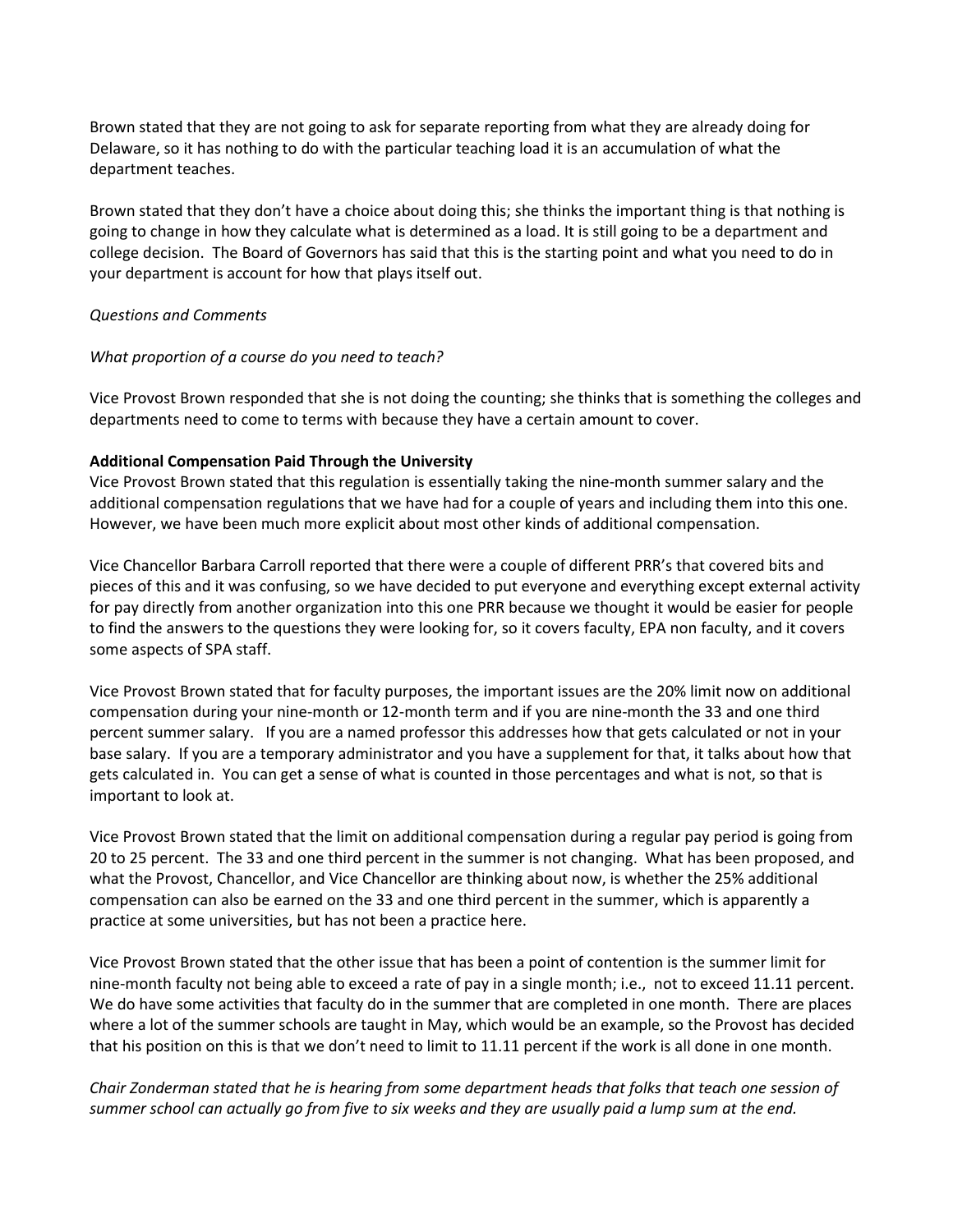Brown stated that they are not going to ask for separate reporting from what they are already doing for Delaware, so it has nothing to do with the particular teaching load it is an accumulation of what the department teaches.

Brown stated that they don't have a choice about doing this; she thinks the important thing is that nothing is going to change in how they calculate what is determined as a load. It is still going to be a department and college decision. The Board of Governors has said that this is the starting point and what you need to do in your department is account for how that plays itself out.

*Questions and Comments*

*What proportion of a course do you need to teach?*

Vice Provost Brown responded that she is not doing the counting; she thinks that is something the colleges and departments need to come to terms with because they have a certain amount to cover.

**Additional Compensation Paid Through the University**

Vice Provost Brown stated that this regulation is essentially taking the nine-month summer salary and the additional compensation regulations that we have had for a couple of years and including them into this one. However, we have been much more explicit about most other kinds of additional compensation.

Vice Chancellor Barbara Carroll reported that there were a couple of different PRR's that covered bits and pieces of this and it was confusing, so we have decided to put everyone and everything except external activity for pay directly from another organization into this one PRR because we thought it would be easier for people to find the answers to the questions they were looking for, so it covers faculty, EPA non faculty, and it covers some aspects of SPA staff.

Vice Provost Brown stated that for faculty purposes, the important issues are the 20% limit now on additional compensation during your nine-month or 12-month term and if you are nine-month the 33 and one third percent summer salary. If you are a named professor this addresses how that gets calculated or not in your base salary. If you are a temporary administrator and you have a supplement for that, it talks about how that gets calculated in. You can get a sense of what is counted in those percentages and what is not, so that is important to look at.

Vice Provost Brown stated that the limit on additional compensation during a regular pay period is going from 20 to 25 percent. The 33 and one third percent in the summer is not changing. What has been proposed, and what the Provost, Chancellor, and Vice Chancellor are thinking about now, is whether the 25% additional compensation can also be earned on the 33 and one third percent in the summer, which is apparently a practice at some universities, but has not been a practice here.

Vice Provost Brown stated that the other issue that has been a point of contention is the summer limit for nine-month faculty not being able to exceed a rate of pay in a single month; i.e., not to exceed 11.11 percent. We do have some activities that faculty do in the summer that are completed in one month. There are places where a lot of the summer schools are taught in May, which would be an example, so the Provost has decided that his position on this is that we don't need to limit to 11.11 percent if the work is all done in one month.

*Chair Zonderman stated that he is hearing from some department heads that folks that teach one session of summer school can actually go from five to six weeks and they are usually paid a lump sum at the end.*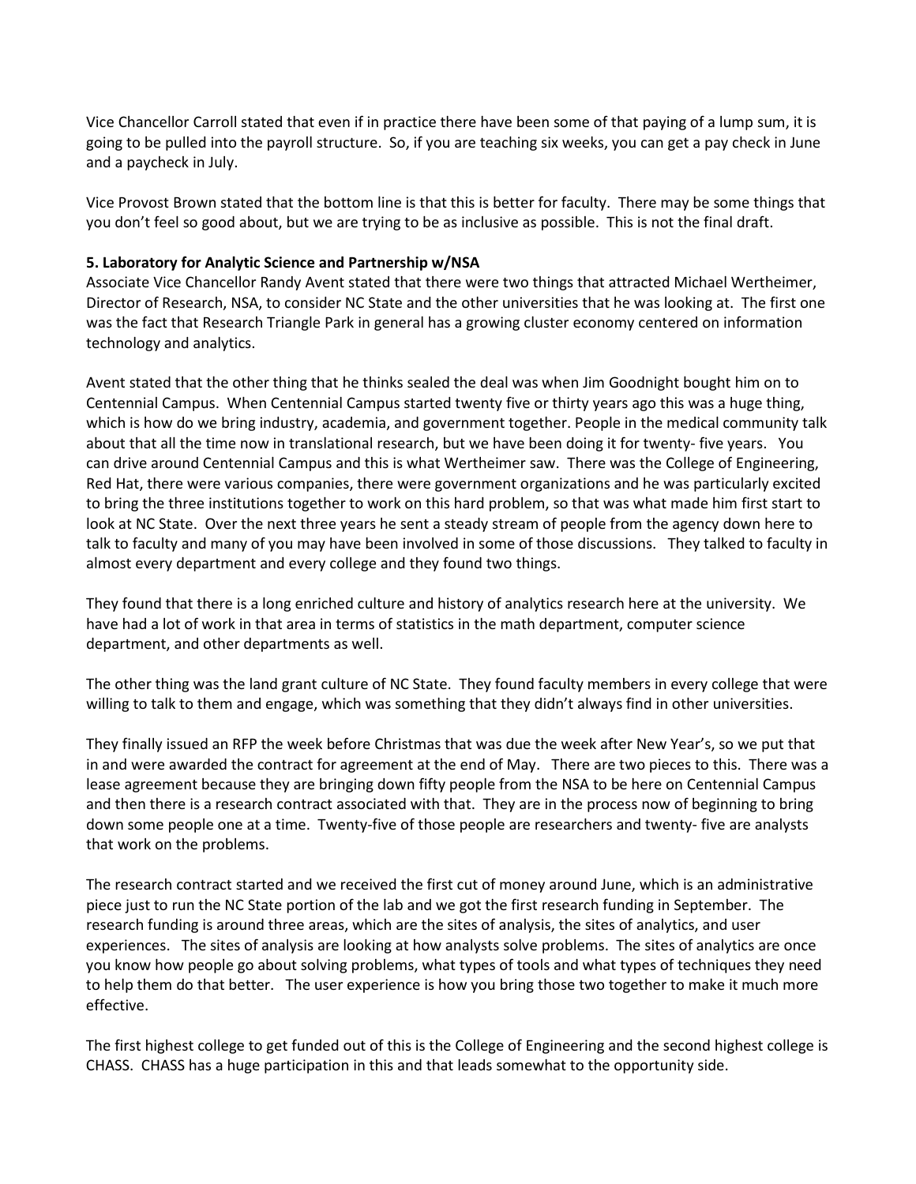Vice Chancellor Carroll stated that even if in practice there have been some of that paying of a lump sum, it is going to be pulled into the payroll structure. So, if you are teaching six weeks, you can get a pay check in June and a paycheck in July.

Vice Provost Brown stated that the bottom line is that this is better for faculty. There may be some things that you don't feel so good about, but we are trying to be as inclusive as possible. This is not the final draft.

**5. Laboratory for Analytic Science and Partnership w/NSA**

Associate Vice Chancellor Randy Avent stated that there were two things that attracted Michael Wertheimer, Director of Research, NSA, to consider NC State and the other universities that he was looking at. The first one was the fact that Research Triangle Park in general has a growing cluster economy centered on information technology and analytics.

Avent stated that the other thing that he thinks sealed the deal was when Jim Goodnight bought him on to Centennial Campus. When Centennial Campus started twenty five or thirty years ago this was a huge thing, which is how do we bring industry, academia, and government together. People in the medical community talk about that all the time now in translational research, but we have been doing it for twenty- five years. You can drive around Centennial Campus and this is what Wertheimer saw. There was the College of Engineering, Red Hat, there were various companies, there were government organizations and he was particularly excited to bring the three institutions together to work on this hard problem, so that was what made him first start to look at NC State. Over the next three years he sent a steady stream of people from the agency down here to talk to faculty and many of you may have been involved in some of those discussions. They talked to faculty in almost every department and every college and they found two things.

They found that there is a long enriched culture and history of analytics research here at the university. We have had a lot of work in that area in terms of statistics in the math department, computer science department, and other departments as well.

The other thing was the land grant culture of NC State. They found faculty members in every college that were willing to talk to them and engage, which was something that they didn't always find in other universities.

They finally issued an RFP the week before Christmas that was due the week after New Year's, so we put that in and were awarded the contract for agreement at the end of May. There are two pieces to this. There was a lease agreement because they are bringing down fifty people from the NSA to be here on Centennial Campus and then there is a research contract associated with that. They are in the process now of beginning to bring down some people one at a time. Twenty-five of those people are researchers and twenty- five are analysts that work on the problems.

The research contract started and we received the first cut of money around June, which is an administrative piece just to run the NC State portion of the lab and we got the first research funding in September. The research funding is around three areas, which are the sites of analysis, the sites of analytics, and user experiences. The sites of analysis are looking at how analysts solve problems. The sites of analytics are once you know how people go about solving problems, what types of tools and what types of techniques they need to help them do that better. The user experience is how you bring those two together to make it much more effective.

The first highest college to get funded out of this is the College of Engineering and the second highest college is CHASS. CHASS has a huge participation in this and that leads somewhat to the opportunity side.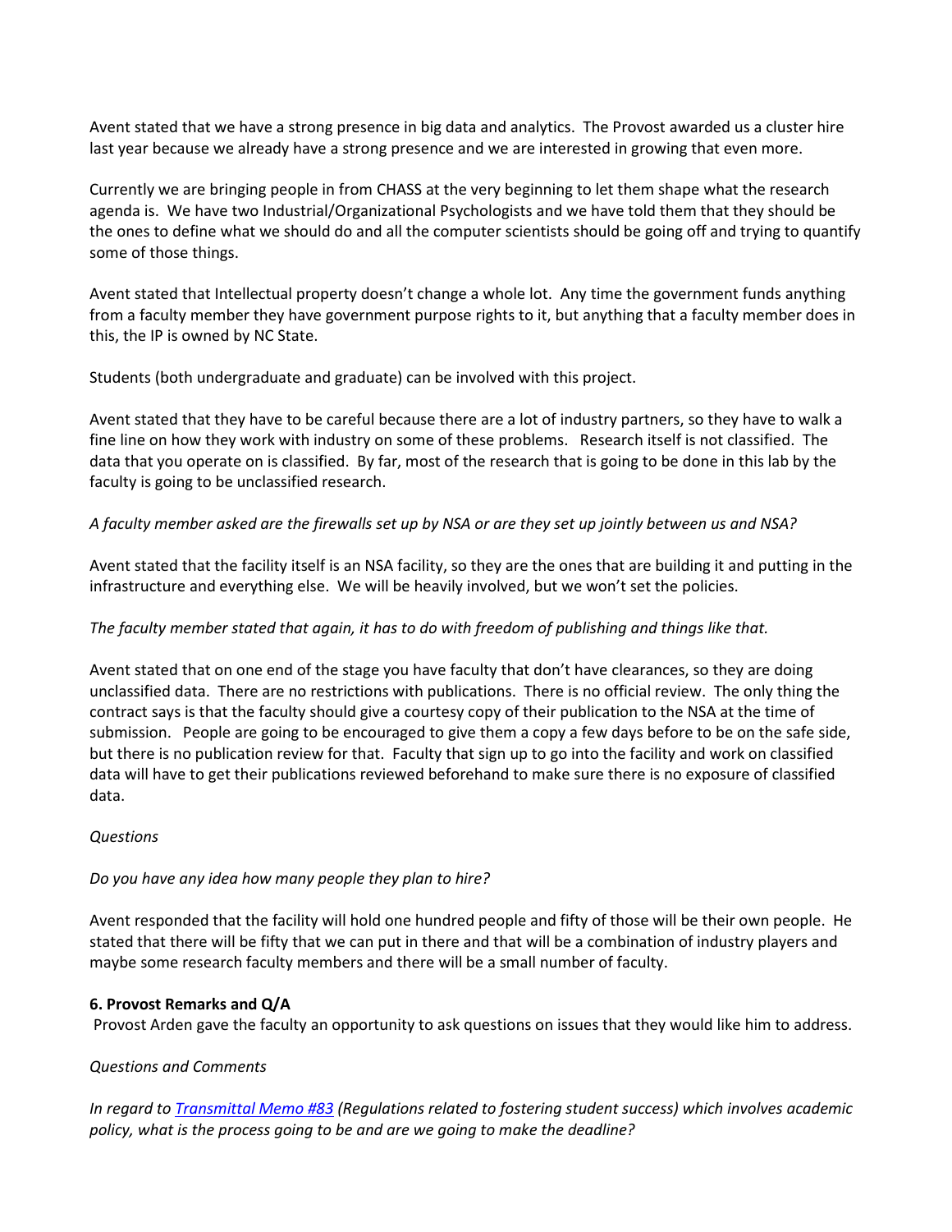Avent stated that we have a strong presence in big data and analytics. The Provost awarded us a cluster hire last year because we already have a strong presence and we are interested in growing that even more.

Currently we are bringing people in from CHASS at the very beginning to let them shape what the research agenda is. We have two Industrial/Organizational Psychologists and we have told them that they should be the ones to define what we should do and all the computer scientists should be going off and trying to quantify some of those things.

Avent stated that Intellectual property doesn't change a whole lot. Any time the government funds anything from a faculty member they have government purpose rights to it, but anything that a faculty member does in this, the IP is owned by NC State.

Students (both undergraduate and graduate) can be involved with this project.

Avent stated that they have to be careful because there are a lot of industry partners, so they have to walk a fine line on how they work with industry on some of these problems. Research itself is not classified. The data that you operate on is classified. By far, most of the research that is going to be done in this lab by the faculty is going to be unclassified research.

*A faculty member asked are the firewalls set up by NSA or are they set up jointly between us and NSA?*

Avent stated that the facility itself is an NSA facility, so they are the ones that are building it and putting in the infrastructure and everything else. We will be heavily involved, but we won't set the policies.

*The faculty member stated that again, it has to do with freedom of publishing and things like that.*

Avent stated that on one end of the stage you have faculty that don't have clearances, so they are doing unclassified data. There are no restrictions with publications. There is no official review. The only thing the contract says is that the faculty should give a courtesy copy of their publication to the NSA at the time of submission. People are going to be encouraged to give them a copy a few days before to be on the safe side, but there is no publication review for that. Faculty that sign up to go into the facility and work on classified data will have to get their publications reviewed beforehand to make sure there is no exposure of classified data.

*Questions*

*Do you have any idea how many people they plan to hire?*

Avent responded that the facility will hold one hundred people and fifty of those will be their own people. He stated that there will be fifty that we can put in there and that will be a combination of industry players and maybe some research faculty members and there will be a small number of faculty.

**6. Provost Remarks and Q/A**

Provost Arden gave the faculty an opportunity to ask questions on issues that they would like him to address.

*Questions and Comments*

*In regard to Transmittal Memo #83 (Regulations related to fostering student success) which involves academic policy, what is the process going to be and are we going to make the deadline?*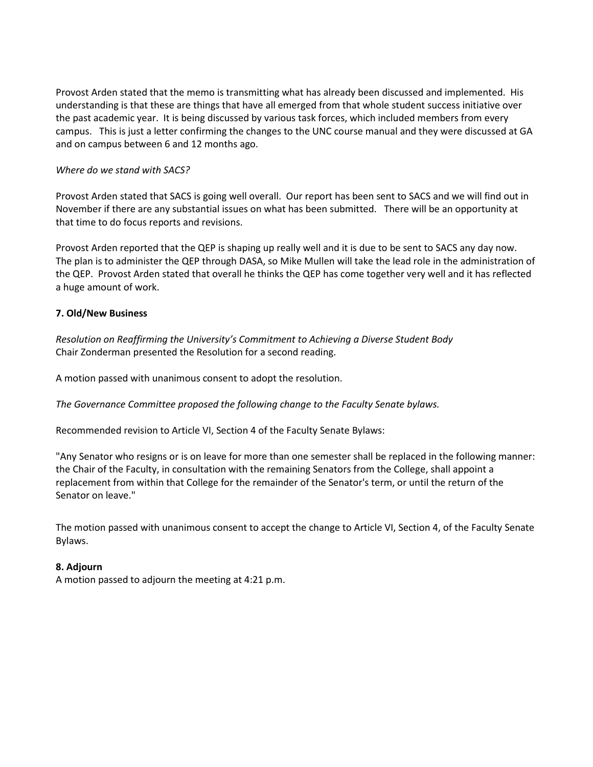Provost Arden stated that the memo is transmitting what has already been discussed and implemented. His understanding is that these are things that have all emerged from that whole student success initiative over the past academic year. It is being discussed by various task forces, which included members from every campus. This is just a letter confirming the changes to the UNC course manual and they were discussed at GA and on campus between 6 and 12 months ago.

*Where do we stand with SACS?*

Provost Arden stated that SACS is going well overall. Our report has been sent to SACS and we will find out in November if there are any substantial issues on what has been submitted. There will be an opportunity at that time to do focus reports and revisions.

Provost Arden reported that the QEP is shaping up really well and it is due to be sent to SACS any day now. The plan is to administer the QEP through DASA, so Mike Mullen will take the lead role in the administration of the QEP. Provost Arden stated that overall he thinks the QEP has come together very well and it has reflected a huge amount of work.

**7. Old/New Business**

*Resolution on Reaffirming the University's Commitment to Achieving a Diverse Student Body*
Chair Zonderman presented the Resolution for a second reading.

A motion passed with unanimous consent to adopt the resolution.

*The Governance Committee proposed the following change to the Faculty Senate bylaws.*

Recommended revision to Article VI, Section 4 of the Faculty Senate Bylaws:

"Any Senator who resigns or is on leave for more than one semester shall be replaced in the following manner: the Chair of the Faculty, in consultation with the remaining Senators from the College, shall appoint a replacement from within that College for the remainder of the Senator's term, or until the return of the Senator on leave."

The motion passed with unanimous consent to accept the change to Article VI, Section 4, of the Faculty Senate Bylaws.

**8. Adjourn**
A motion passed to adjourn the meeting at 4:21 p.m.